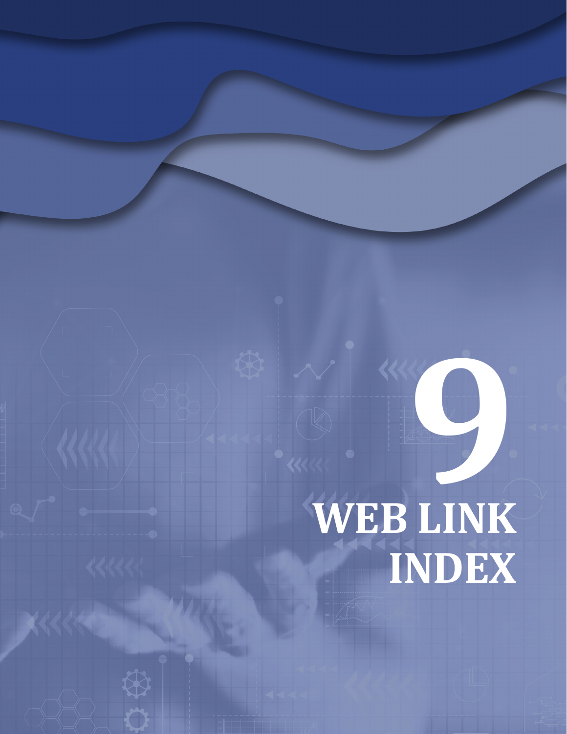# 9

# WEB LINK INDEX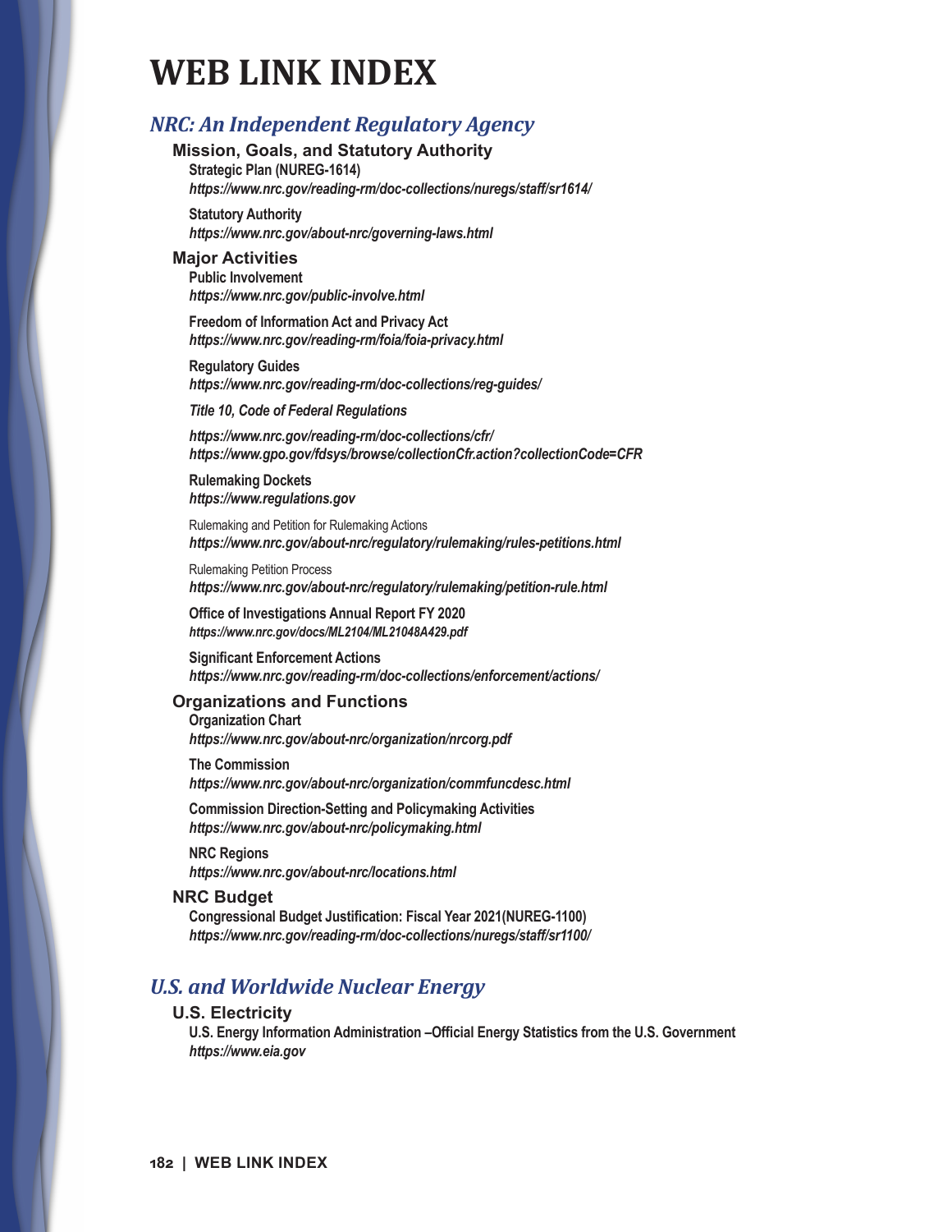# WEB LINK INDEX

## *NRC: An Independent Regulatory Agency*

### Mission, Goals, and Statutory Authority

**Strategic Plan (NUREG-1614)**
***https://www.nrc.gov/reading-rm/doc-collections/nuregs/staff/sr1614/***

**Statutory Authority**
***https://www.nrc.gov/about-nrc/governing-laws.html***

### Major Activities

**Public Involvement**
***https://www.nrc.gov/public-involve.html***

**Freedom of Information Act and Privacy Act**
***https://www.nrc.gov/reading-rm/foia/foia-privacy.html***

**Regulatory Guides**
***https://www.nrc.gov/reading-rm/doc-collections/reg-guides/***

***Title 10, Code of Federal Regulations***

***https://www.nrc.gov/reading-rm/doc-collections/cfr/***
***https://www.gpo.gov/fdsys/browse/collectionCfr.action?collectionCode=CFR***

**Rulemaking Dockets**
***https://www.regulations.gov***

Rulemaking and Petition for Rulemaking Actions
***https://www.nrc.gov/about-nrc/regulatory/rulemaking/rules-petitions.html***

Rulemaking Petition Process
***https://www.nrc.gov/about-nrc/regulatory/rulemaking/petition-rule.html***

**Office of Investigations Annual Report FY 2020**
***https://www.nrc.gov/docs/ML2104/ML21048A429.pdf***

**Significant Enforcement Actions**
***https://www.nrc.gov/reading-rm/doc-collections/enforcement/actions/***

### Organizations and Functions

**Organization Chart**
***https://www.nrc.gov/about-nrc/organization/nrcorg.pdf***

**The Commission**
***https://www.nrc.gov/about-nrc/organization/commfuncdesc.html***

**Commission Direction-Setting and Policymaking Activities**
***https://www.nrc.gov/about-nrc/policymaking.html***

**NRC Regions**
***https://www.nrc.gov/about-nrc/locations.html***

### NRC Budget

**Congressional Budget Justification: Fiscal Year 2021(NUREG-1100)**
***https://www.nrc.gov/reading-rm/doc-collections/nuregs/staff/sr1100/***

## *U.S. and Worldwide Nuclear Energy*

### U.S. Electricity

**U.S. Energy Information Administration –Official Energy Statistics from the U.S. Government**
***https://www.eia.gov***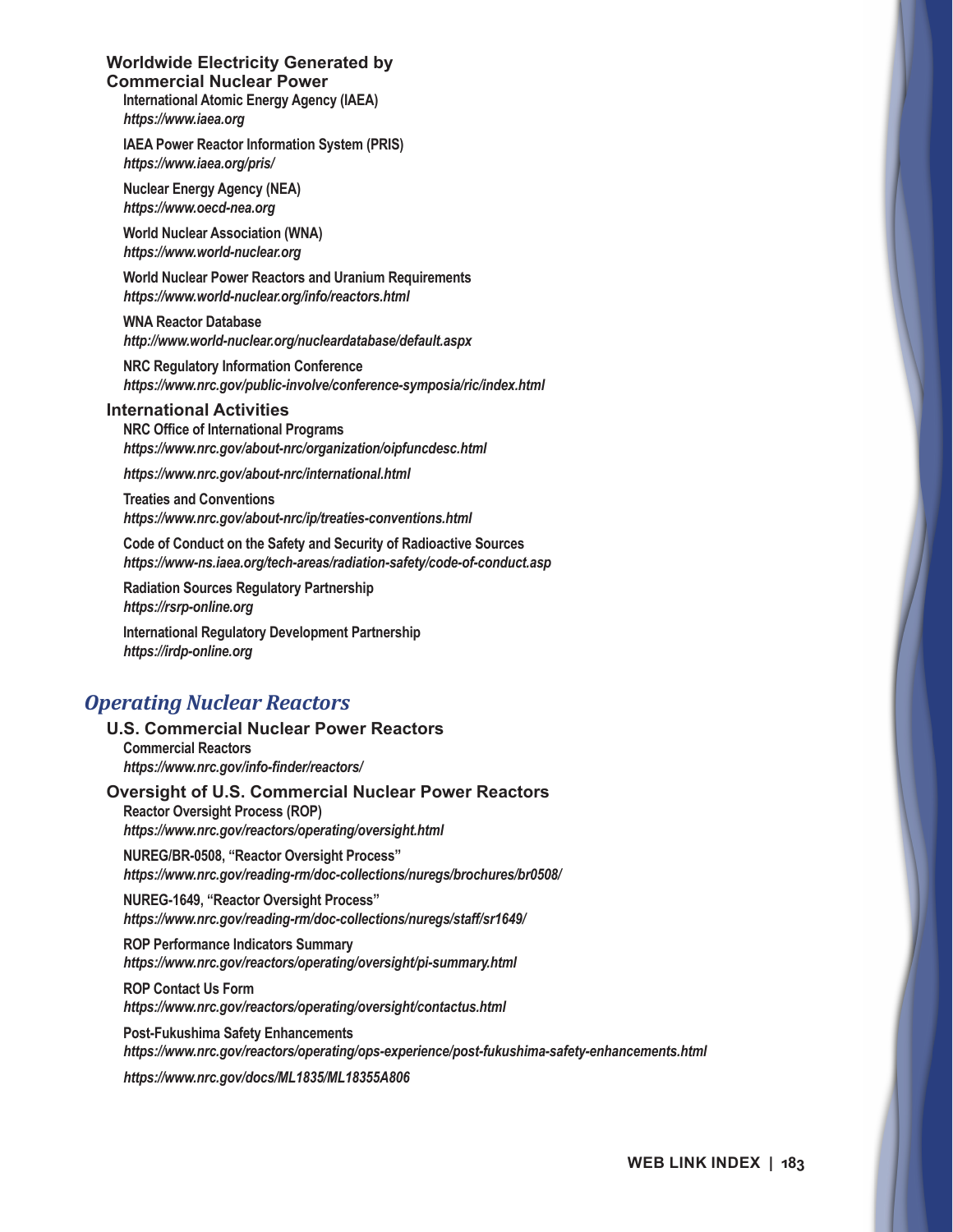### Worldwide Electricity Generated by Commercial Nuclear Power

**International Atomic Energy Agency (IAEA)**
***https://www.iaea.org***

**IAEA Power Reactor Information System (PRIS)**
***https://www.iaea.org/pris/***

**Nuclear Energy Agency (NEA)**
***https://www.oecd-nea.org***

**World Nuclear Association (WNA)**
***https://www.world-nuclear.org***

**World Nuclear Power Reactors and Uranium Requirements**
***https://www.world-nuclear.org/info/reactors.html***

**WNA Reactor Database**
***http://www.world-nuclear.org/nucleardatabase/default.aspx***

**NRC Regulatory Information Conference**
***https://www.nrc.gov/public-involve/conference-symposia/ric/index.html***

### International Activities

**NRC Office of International Programs**
***https://www.nrc.gov/about-nrc/organization/oipfuncdesc.html***

***https://www.nrc.gov/about-nrc/international.html***

**Treaties and Conventions**
***https://www.nrc.gov/about-nrc/ip/treaties-conventions.html***

**Code of Conduct on the Safety and Security of Radioactive Sources**
***https://www-ns.iaea.org/tech-areas/radiation-safety/code-of-conduct.asp***

**Radiation Sources Regulatory Partnership**
***https://rsrp-online.org***

**International Regulatory Development Partnership**
***https://irdp-online.org***

## *Operating Nuclear Reactors*

### U.S. Commercial Nuclear Power Reactors

**Commercial Reactors**
***https://www.nrc.gov/info-finder/reactors/***

### Oversight of U.S. Commercial Nuclear Power Reactors

**Reactor Oversight Process (ROP)**
***https://www.nrc.gov/reactors/operating/oversight.html***

**NUREG/BR-0508, "Reactor Oversight Process"**
***https://www.nrc.gov/reading-rm/doc-collections/nuregs/brochures/br0508/***

**NUREG-1649, "Reactor Oversight Process"**
***https://www.nrc.gov/reading-rm/doc-collections/nuregs/staff/sr1649/***

**ROP Performance Indicators Summary**
***https://www.nrc.gov/reactors/operating/oversight/pi-summary.html***

**ROP Contact Us Form**
***https://www.nrc.gov/reactors/operating/oversight/contactus.html***

**Post-Fukushima Safety Enhancements**
***https://www.nrc.gov/reactors/operating/ops-experience/post-fukushima-safety-enhancements.html***

***https://www.nrc.gov/docs/ML1835/ML18355A806***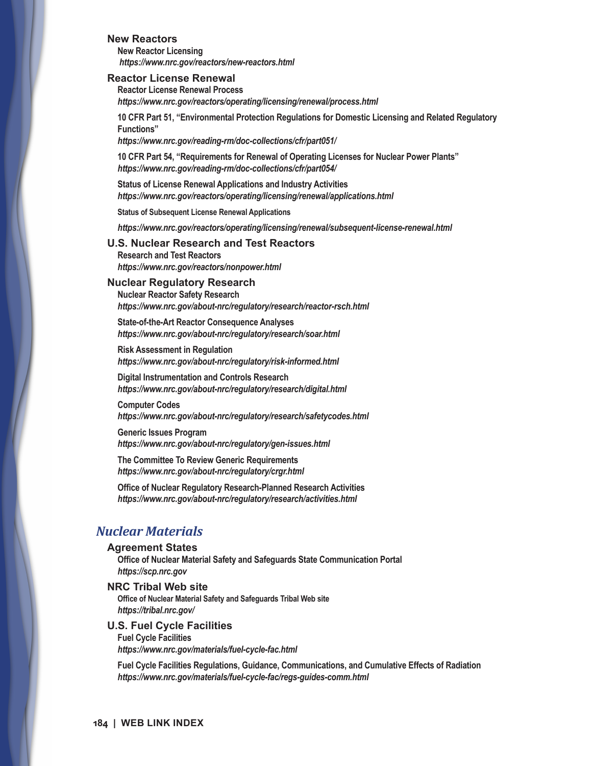### New Reactors

**New Reactor Licensing**
***https://www.nrc.gov/reactors/new-reactors.html***

### Reactor License Renewal

**Reactor License Renewal Process**
***https://www.nrc.gov/reactors/operating/licensing/renewal/process.html***

**10 CFR Part 51, "Environmental Protection Regulations for Domestic Licensing and Related Regulatory Functions"**
***https://www.nrc.gov/reading-rm/doc-collections/cfr/part051/***

**10 CFR Part 54, "Requirements for Renewal of Operating Licenses for Nuclear Power Plants"**
***https://www.nrc.gov/reading-rm/doc-collections/cfr/part054/***

**Status of License Renewal Applications and Industry Activities**
***https://www.nrc.gov/reactors/operating/licensing/renewal/applications.html***

**Status of Subsequent License Renewal Applications**

***https://www.nrc.gov/reactors/operating/licensing/renewal/subsequent-license-renewal.html***

### U.S. Nuclear Research and Test Reactors

**Research and Test Reactors**
***https://www.nrc.gov/reactors/nonpower.html***

### Nuclear Regulatory Research

**Nuclear Reactor Safety Research**
***https://www.nrc.gov/about-nrc/regulatory/research/reactor-rsch.html***

**State-of-the-Art Reactor Consequence Analyses**
***https://www.nrc.gov/about-nrc/regulatory/research/soar.html***

**Risk Assessment in Regulation**
***https://www.nrc.gov/about-nrc/regulatory/risk-informed.html***

**Digital Instrumentation and Controls Research**
***https://www.nrc.gov/about-nrc/regulatory/research/digital.html***

**Computer Codes**
***https://www.nrc.gov/about-nrc/regulatory/research/safetycodes.html***

**Generic Issues Program**
***https://www.nrc.gov/about-nrc/regulatory/gen-issues.html***

**The Committee To Review Generic Requirements**
***https://www.nrc.gov/about-nrc/regulatory/crgr.html***

**Office of Nuclear Regulatory Research-Planned Research Activities**
***https://www.nrc.gov/about-nrc/regulatory/research/activities.html***

## *Nuclear Materials*

### Agreement States

**Office of Nuclear Material Safety and Safeguards State Communication Portal**
***https://scp.nrc.gov***

### NRC Tribal Web site

**Office of Nuclear Material Safety and Safeguards Tribal Web site**
***https://tribal.nrc.gov/***

### U.S. Fuel Cycle Facilities

**Fuel Cycle Facilities**
***https://www.nrc.gov/materials/fuel-cycle-fac.html***

**Fuel Cycle Facilities Regulations, Guidance, Communications, and Cumulative Effects of Radiation**
***https://www.nrc.gov/materials/fuel-cycle-fac/regs-guides-comm.html***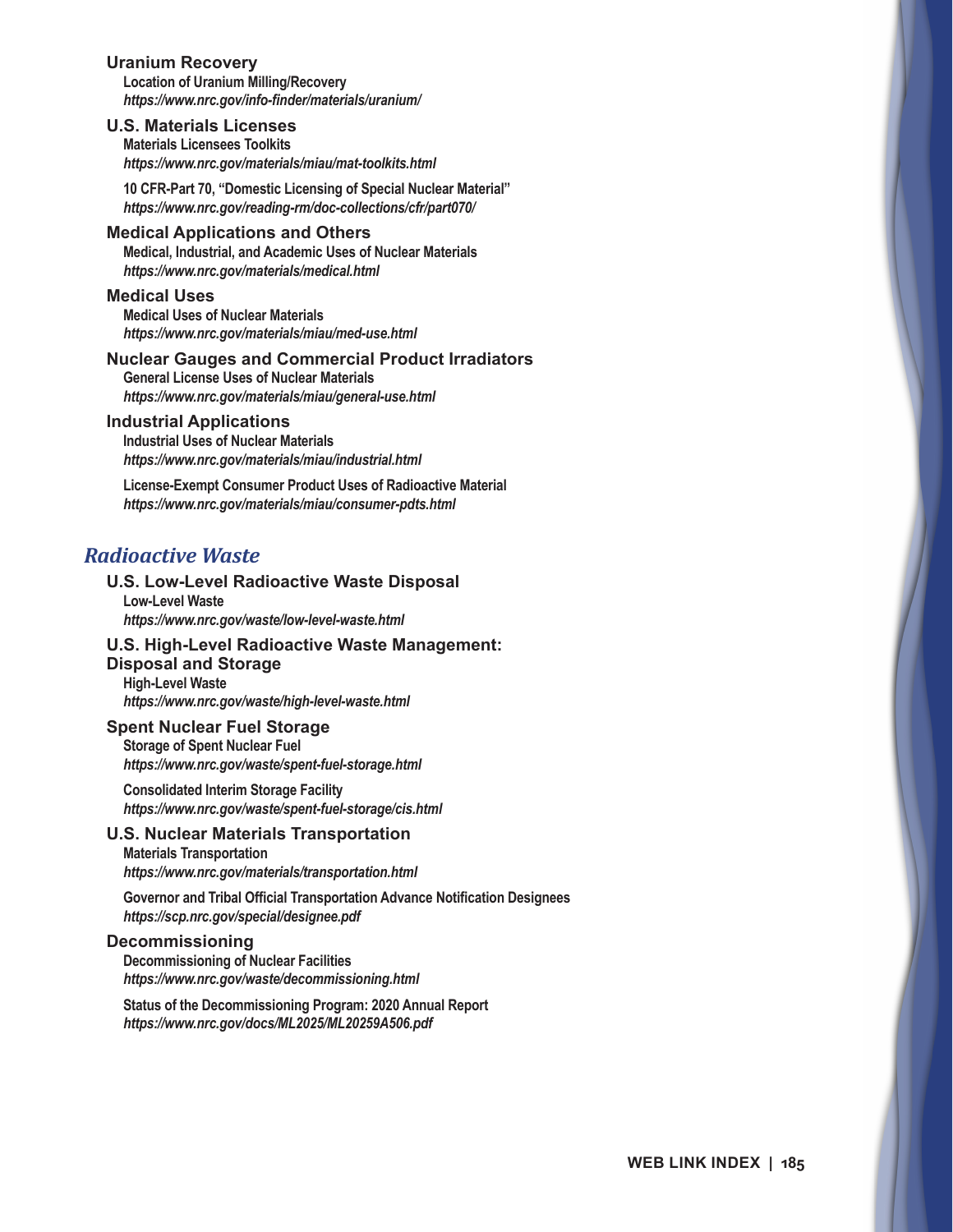### Uranium Recovery

**Location of Uranium Milling/Recovery**
***https://www.nrc.gov/info-finder/materials/uranium/***

### U.S. Materials Licenses

**Materials Licensees Toolkits**
***https://www.nrc.gov/materials/miau/mat-toolkits.html***

**10 CFR-Part 70, "Domestic Licensing of Special Nuclear Material"**
***https://www.nrc.gov/reading-rm/doc-collections/cfr/part070/***

### Medical Applications and Others

**Medical, Industrial, and Academic Uses of Nuclear Materials**
***https://www.nrc.gov/materials/medical.html***

### Medical Uses

**Medical Uses of Nuclear Materials**
***https://www.nrc.gov/materials/miau/med-use.html***

### Nuclear Gauges and Commercial Product Irradiators

**General License Uses of Nuclear Materials**
***https://www.nrc.gov/materials/miau/general-use.html***

### Industrial Applications

**Industrial Uses of Nuclear Materials**
***https://www.nrc.gov/materials/miau/industrial.html***

**License-Exempt Consumer Product Uses of Radioactive Material**
***https://www.nrc.gov/materials/miau/consumer-pdts.html***

## *Radioactive Waste*

### U.S. Low-Level Radioactive Waste Disposal

**Low-Level Waste**
***https://www.nrc.gov/waste/low-level-waste.html***

### U.S. High-Level Radioactive Waste Management: Disposal and Storage

**High-Level Waste**
***https://www.nrc.gov/waste/high-level-waste.html***

### Spent Nuclear Fuel Storage

**Storage of Spent Nuclear Fuel**
***https://www.nrc.gov/waste/spent-fuel-storage.html***

**Consolidated Interim Storage Facility**
***https://www.nrc.gov/waste/spent-fuel-storage/cis.html***

### U.S. Nuclear Materials Transportation

**Materials Transportation**
***https://www.nrc.gov/materials/transportation.html***

**Governor and Tribal Official Transportation Advance Notification Designees**
***https://scp.nrc.gov/special/designee.pdf***

### Decommissioning

**Decommissioning of Nuclear Facilities**
***https://www.nrc.gov/waste/decommissioning.html***

**Status of the Decommissioning Program: 2020 Annual Report**
***https://www.nrc.gov/docs/ML2025/ML20259A506.pdf***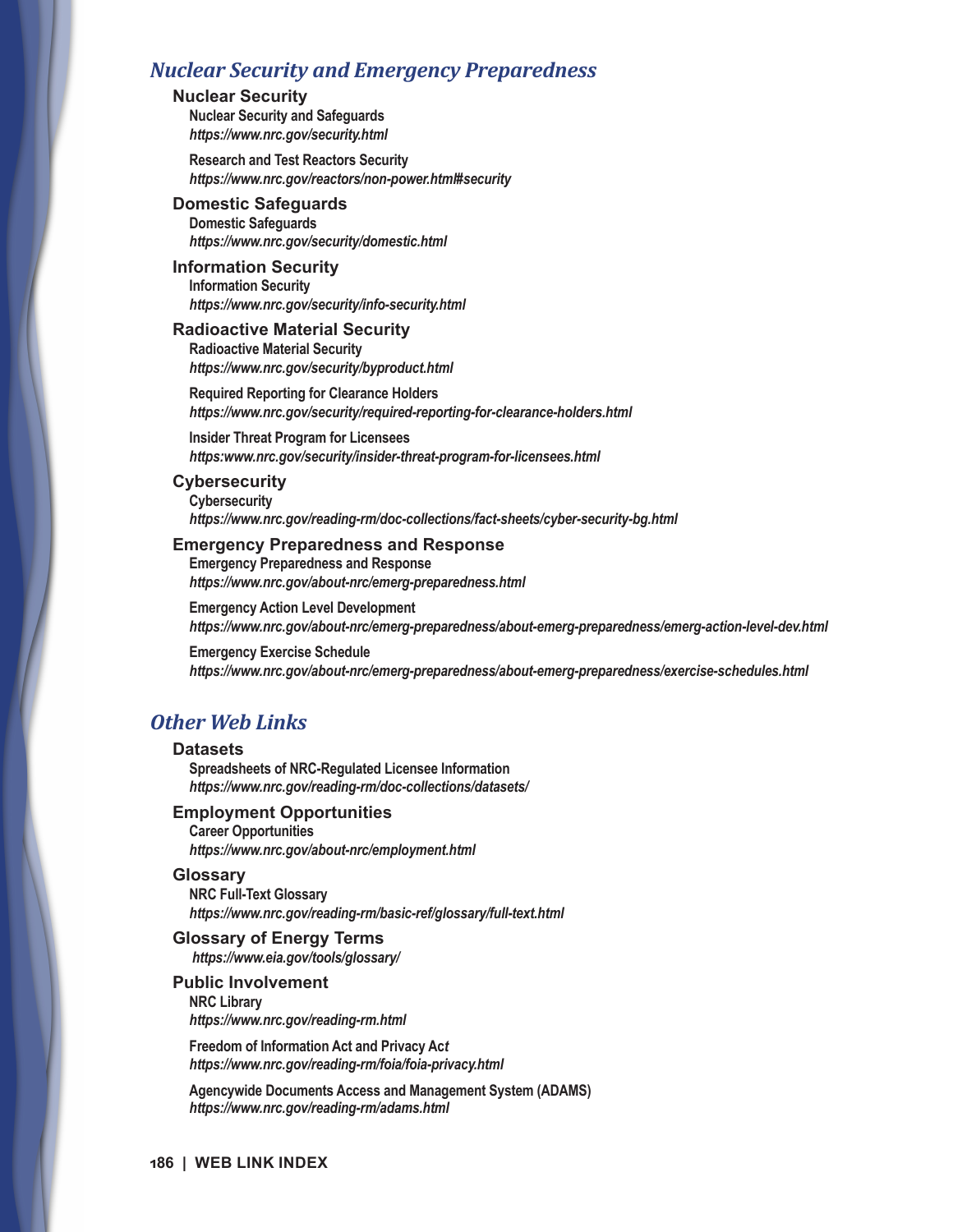## *Nuclear Security and Emergency Preparedness*

### Nuclear Security

**Nuclear Security and Safeguards**
***https://www.nrc.gov/security.html***

**Research and Test Reactors Security**
***https://www.nrc.gov/reactors/non-power.html#security***

### Domestic Safeguards

**Domestic Safeguards**
***https://www.nrc.gov/security/domestic.html***

### Information Security

**Information Security**
***https://www.nrc.gov/security/info-security.html***

### Radioactive Material Security

**Radioactive Material Security**
***https://www.nrc.gov/security/byproduct.html***

**Required Reporting for Clearance Holders**
***https://www.nrc.gov/security/required-reporting-for-clearance-holders.html***

**Insider Threat Program for Licensees**
***https:www.nrc.gov/security/insider-threat-program-for-licensees.html***

### Cybersecurity

**Cybersecurity**
***https://www.nrc.gov/reading-rm/doc-collections/fact-sheets/cyber-security-bg.html***

### Emergency Preparedness and Response

**Emergency Preparedness and Response**
***https://www.nrc.gov/about-nrc/emerg-preparedness.html***

**Emergency Action Level Development**
***https://www.nrc.gov/about-nrc/emerg-preparedness/about-emerg-preparedness/emerg-action-level-dev.html***

**Emergency Exercise Schedule**
***https://www.nrc.gov/about-nrc/emerg-preparedness/about-emerg-preparedness/exercise-schedules.html***

## *Other Web Links*

### Datasets

**Spreadsheets of NRC-Regulated Licensee Information**
***https://www.nrc.gov/reading-rm/doc-collections/datasets/***

### Employment Opportunities

**Career Opportunities**
***https://www.nrc.gov/about-nrc/employment.html***

### Glossary

**NRC Full-Text Glossary**
***https://www.nrc.gov/reading-rm/basic-ref/glossary/full-text.html***

### Glossary of Energy Terms

***https://www.eia.gov/tools/glossary/***

### Public Involvement

**NRC Library**
***https://www.nrc.gov/reading-rm.html***

**Freedom of Information Act and Privacy Act**
***https://www.nrc.gov/reading-rm/foia/foia-privacy.html***

**Agencywide Documents Access and Management System (ADAMS)**
***https://www.nrc.gov/reading-rm/adams.html***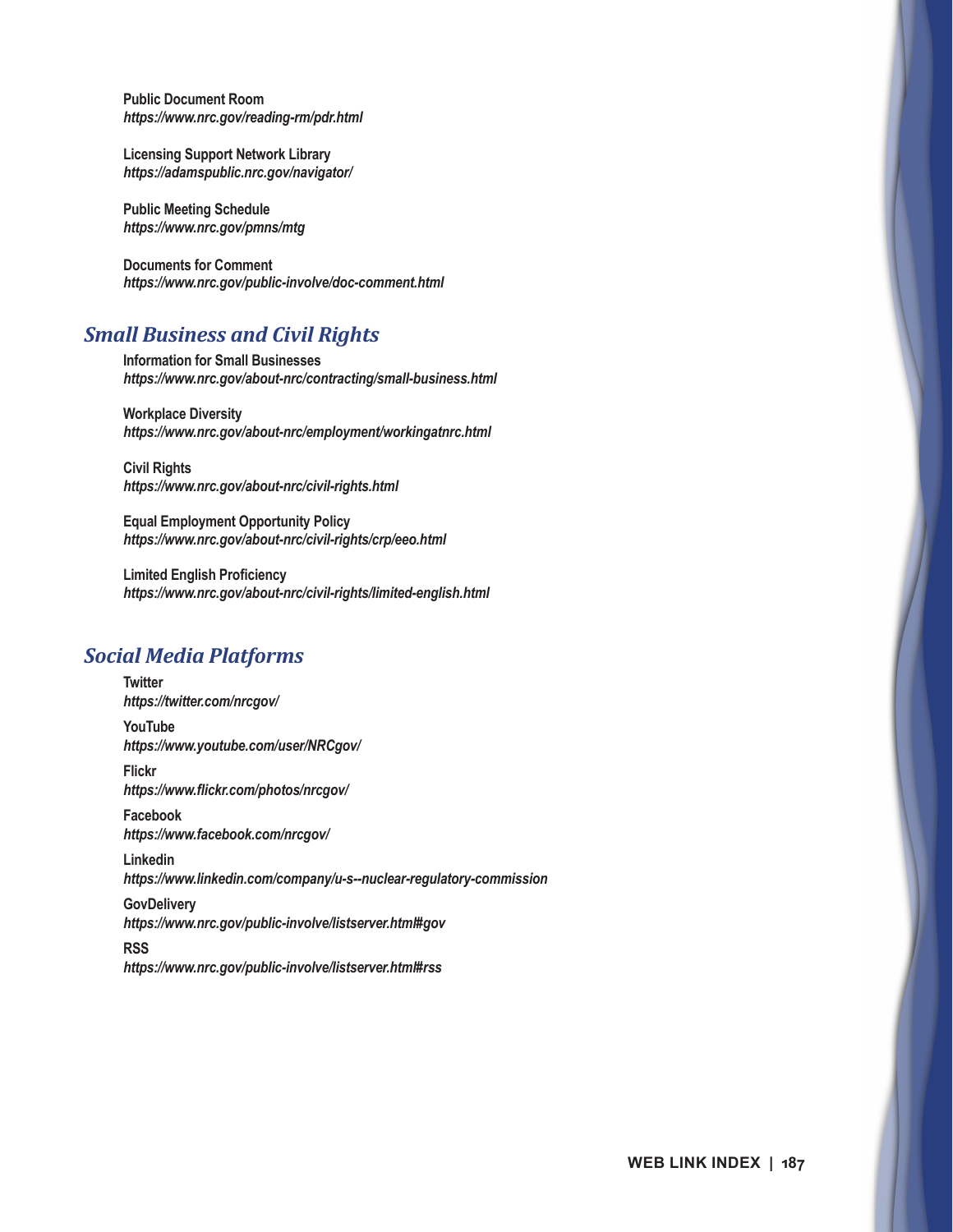**Public Document Room**
***https://www.nrc.gov/reading-rm/pdr.html***

**Licensing Support Network Library**
***https://adamspublic.nrc.gov/navigator/***

**Public Meeting Schedule**
***https://www.nrc.gov/pmns/mtg***

**Documents for Comment**
***https://www.nrc.gov/public-involve/doc-comment.html***

## *Small Business and Civil Rights*

**Information for Small Businesses**
***https://www.nrc.gov/about-nrc/contracting/small-business.html***

**Workplace Diversity**
***https://www.nrc.gov/about-nrc/employment/workingatnrc.html***

**Civil Rights**
***https://www.nrc.gov/about-nrc/civil-rights.html***

**Equal Employment Opportunity Policy**
***https://www.nrc.gov/about-nrc/civil-rights/crp/eeo.html***

**Limited English Proficiency**
***https://www.nrc.gov/about-nrc/civil-rights/limited-english.html***

## *Social Media Platforms*

**Twitter**
***https://twitter.com/nrcgov/***

**YouTube**
***https://www.youtube.com/user/NRCgov/***

**Flickr**
***https://www.flickr.com/photos/nrcgov/***

**Facebook**
***https://www.facebook.com/nrcgov/***

**Linkedin**
***https://www.linkedin.com/company/u-s--nuclear-regulatory-commission***

**GovDelivery**
***https://www.nrc.gov/public-involve/listserver.html#gov***

**RSS**
***https://www.nrc.gov/public-involve/listserver.html#rss***